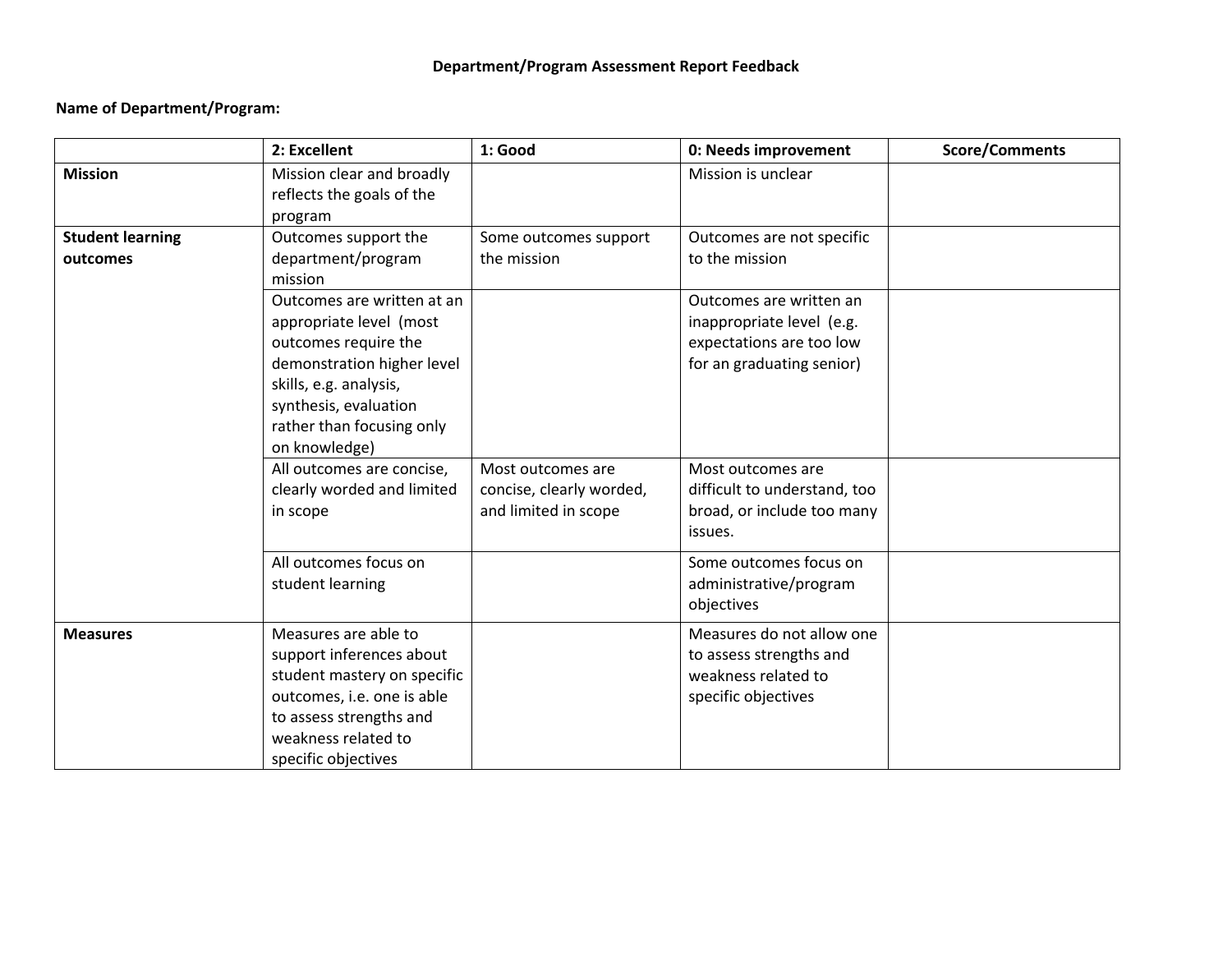**Department/Program Assessment Report Feedback**

**Name of Department/Program:**

| | 2: Excellent | 1: Good | 0: Needs improvement | Score/Comments |
|---|---|---|---|---|
| **Mission** | Mission clear and broadly reflects the goals of the program | | Mission is unclear | |
| **Student learning outcomes** | Outcomes support the department/program mission | Some outcomes support the mission | Outcomes are not specific to the mission | |
| | Outcomes are written at an appropriate level (most outcomes require the demonstration higher level skills, e.g. analysis, synthesis, evaluation rather than focusing only on knowledge) | | Outcomes are written an inappropriate level (e.g. expectations are too low for an graduating senior) | |
| | All outcomes are concise, clearly worded and limited in scope | Most outcomes are concise, clearly worded, and limited in scope | Most outcomes are difficult to understand, too broad, or include too many issues. | |
| | All outcomes focus on student learning | | Some outcomes focus on administrative/program objectives | |
| **Measures** | Measures are able to support inferences about student mastery on specific outcomes, i.e. one is able to assess strengths and weakness related to specific objectives | | Measures do not allow one to assess strengths and weakness related to specific objectives | |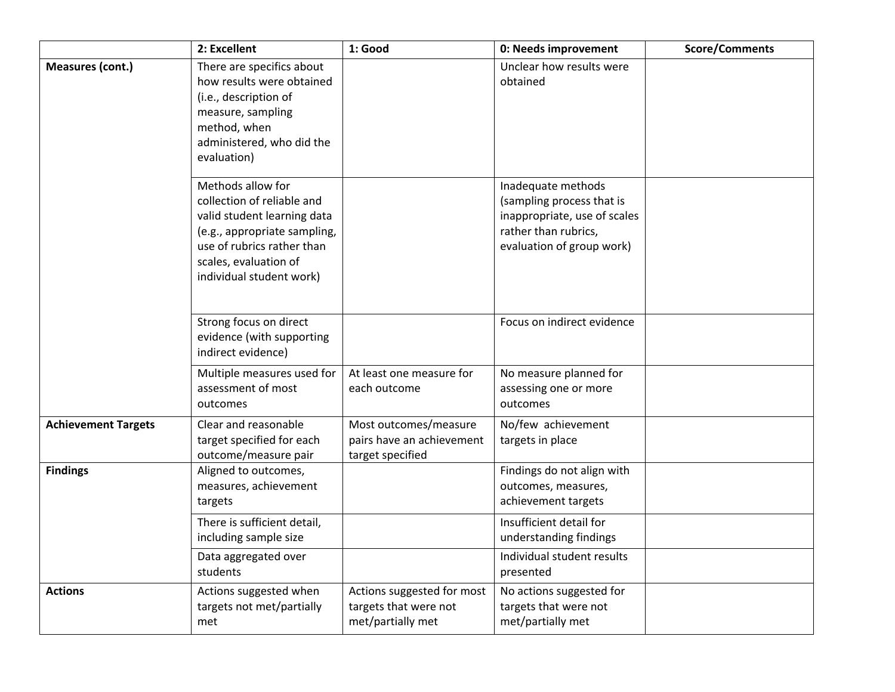| | 2: Excellent | 1: Good | 0: Needs improvement | Score/Comments |
|---|---|---|---|---|
| **Measures (cont.)** | There are specifics about how results were obtained (i.e., description of measure, sampling method, when administered, who did the evaluation) | | Unclear how results were obtained | |
| | Methods allow for collection of reliable and valid student learning data (e.g., appropriate sampling, use of rubrics rather than scales, evaluation of individual student work) | | Inadequate methods (sampling process that is inappropriate, use of scales rather than rubrics, evaluation of group work) | |
| | Strong focus on direct evidence (with supporting indirect evidence) | | Focus on indirect evidence | |
| | Multiple measures used for assessment of most outcomes | At least one measure for each outcome | No measure planned for assessing one or more outcomes | |
| **Achievement Targets** | Clear and reasonable target specified for each outcome/measure pair | Most outcomes/measure pairs have an achievement target specified | No/few achievement targets in place | |
| **Findings** | Aligned to outcomes, measures, achievement targets | | Findings do not align with outcomes, measures, achievement targets | |
| | There is sufficient detail, including sample size | | Insufficient detail for understanding findings | |
| | Data aggregated over students | | Individual student results presented | |
| **Actions** | Actions suggested when targets not met/partially met | Actions suggested for most targets that were not met/partially met | No actions suggested for targets that were not met/partially met | |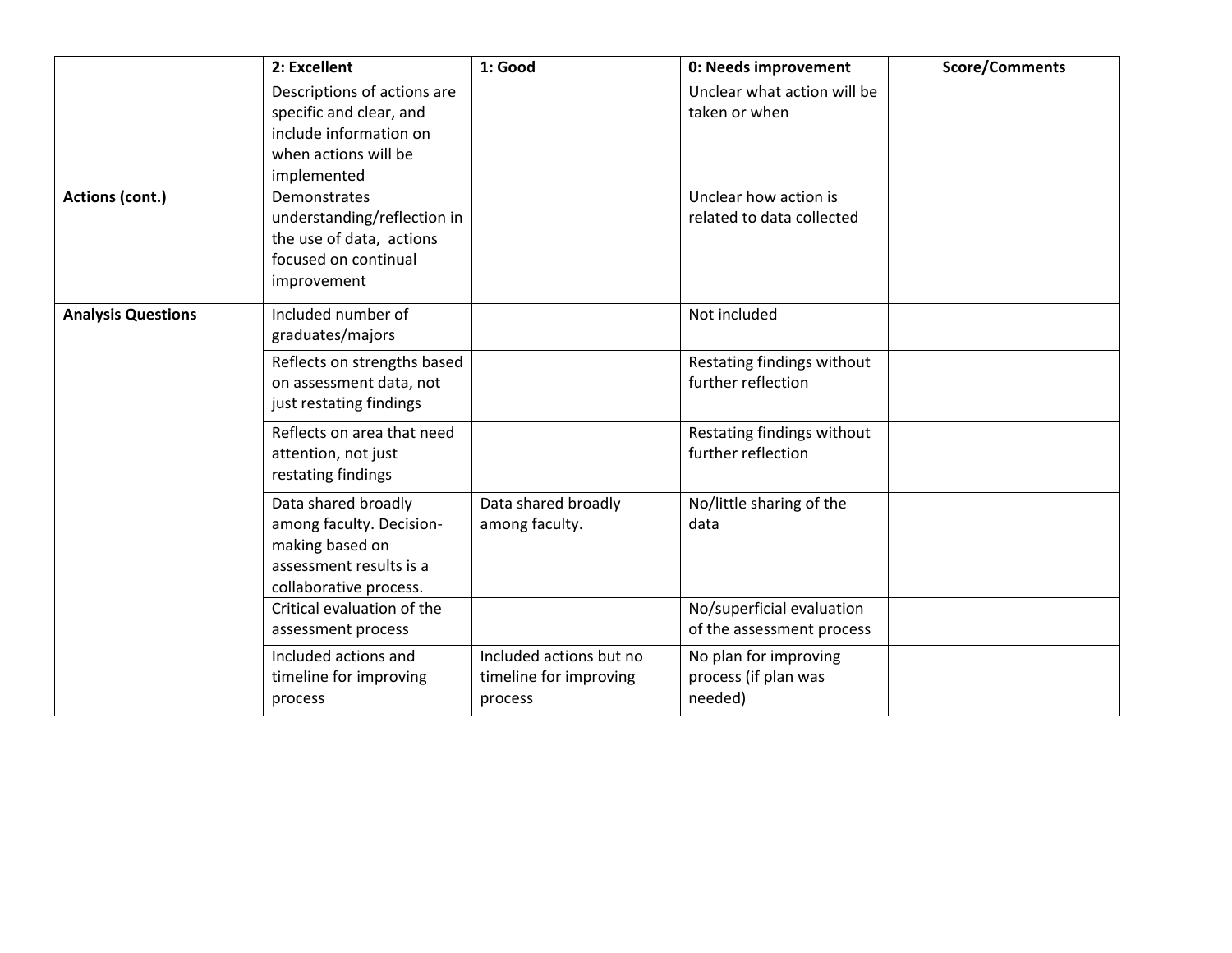| | 2: Excellent | 1: Good | 0: Needs improvement | Score/Comments |
|---|---|---|---|---|
| | Descriptions of actions are specific and clear, and include information on when actions will be implemented | | Unclear what action will be taken or when | |
| **Actions (cont.)** | Demonstrates understanding/reflection in the use of data, actions focused on continual improvement | | Unclear how action is related to data collected | |
| **Analysis Questions** | Included number of graduates/majors | | Not included | |
| | Reflects on strengths based on assessment data, not just restating findings | | Restating findings without further reflection | |
| | Reflects on area that need attention, not just restating findings | | Restating findings without further reflection | |
| | Data shared broadly among faculty. Decision-making based on assessment results is a collaborative process. | Data shared broadly among faculty. | No/little sharing of the data | |
| | Critical evaluation of the assessment process | | No/superficial evaluation of the assessment process | |
| | Included actions and timeline for improving process | Included actions but no timeline for improving process | No plan for improving process (if plan was needed) | |